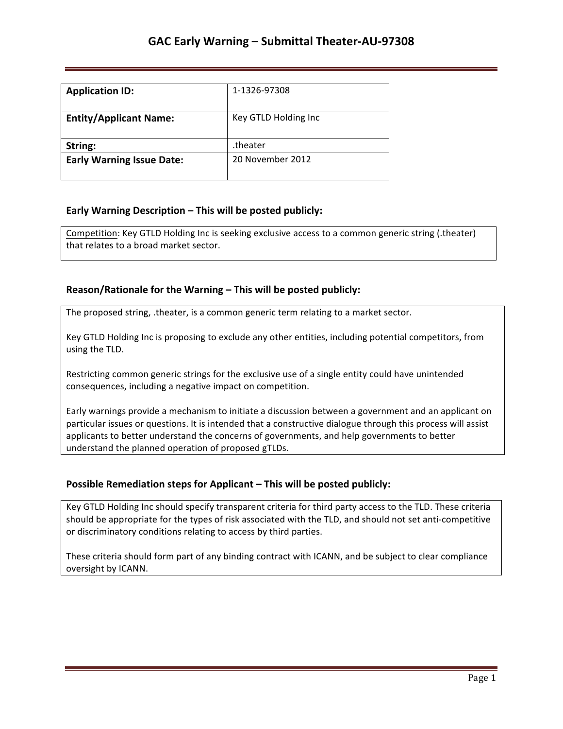# GAC Early Warning – Submittal Theater-AU-97308

| **Application ID:** | 1-1326-97308 |
|---|---|
| **Entity/Applicant Name:** | Key GTLD Holding Inc |
| **String:** | .theater |
| **Early Warning Issue Date:** | 20 November 2012 |

### Early Warning Description – This will be posted publicly:

Competition: Key GTLD Holding Inc is seeking exclusive access to a common generic string (.theater) that relates to a broad market sector.

### Reason/Rationale for the Warning – This will be posted publicly:

The proposed string, .theater, is a common generic term relating to a market sector.

Key GTLD Holding Inc is proposing to exclude any other entities, including potential competitors, from using the TLD.

Restricting common generic strings for the exclusive use of a single entity could have unintended consequences, including a negative impact on competition.

Early warnings provide a mechanism to initiate a discussion between a government and an applicant on particular issues or questions. It is intended that a constructive dialogue through this process will assist applicants to better understand the concerns of governments, and help governments to better understand the planned operation of proposed gTLDs.

### Possible Remediation steps for Applicant – This will be posted publicly:

Key GTLD Holding Inc should specify transparent criteria for third party access to the TLD. These criteria should be appropriate for the types of risk associated with the TLD, and should not set anti-competitive or discriminatory conditions relating to access by third parties.

These criteria should form part of any binding contract with ICANN, and be subject to clear compliance oversight by ICANN.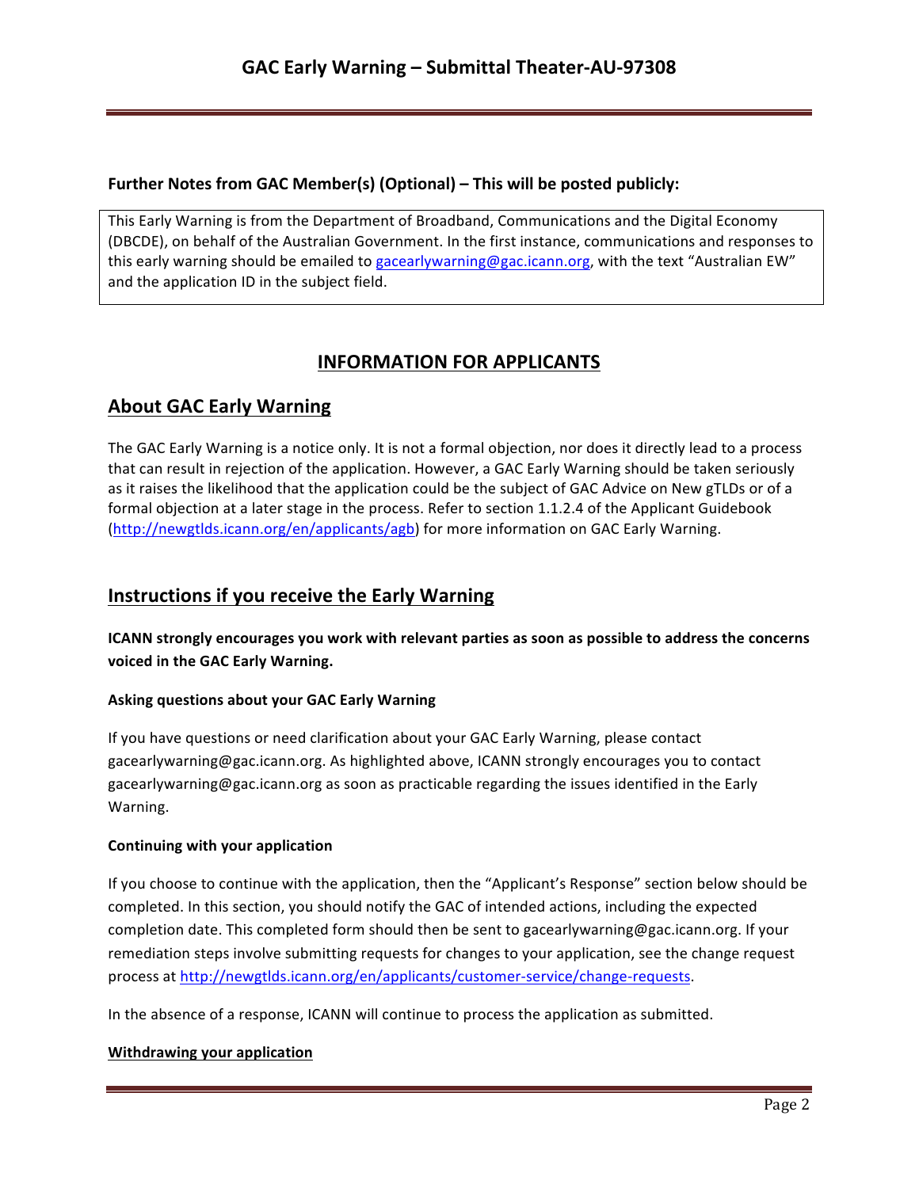**Further Notes from GAC Member(s) (Optional) – This will be posted publicly:**

This Early Warning is from the Department of Broadband, Communications and the Digital Economy (DBCDE), on behalf of the Australian Government. In the first instance, communications and responses to this early warning should be emailed to gacearlywarning@gac.icann.org, with the text "Australian EW" and the application ID in the subject field.

## INFORMATION FOR APPLICANTS

## About GAC Early Warning

The GAC Early Warning is a notice only. It is not a formal objection, nor does it directly lead to a process that can result in rejection of the application. However, a GAC Early Warning should be taken seriously as it raises the likelihood that the application could be the subject of GAC Advice on New gTLDs or of a formal objection at a later stage in the process. Refer to section 1.1.2.4 of the Applicant Guidebook (http://newgtlds.icann.org/en/applicants/agb) for more information on GAC Early Warning.

## Instructions if you receive the Early Warning

**ICANN strongly encourages you work with relevant parties as soon as possible to address the concerns voiced in the GAC Early Warning.**

#### Asking questions about your GAC Early Warning

If you have questions or need clarification about your GAC Early Warning, please contact gacearlywarning@gac.icann.org. As highlighted above, ICANN strongly encourages you to contact gacearlywarning@gac.icann.org as soon as practicable regarding the issues identified in the Early Warning.

#### Continuing with your application

If you choose to continue with the application, then the "Applicant's Response" section below should be completed. In this section, you should notify the GAC of intended actions, including the expected completion date. This completed form should then be sent to gacearlywarning@gac.icann.org. If your remediation steps involve submitting requests for changes to your application, see the change request process at http://newgtlds.icann.org/en/applicants/customer-service/change-requests.

In the absence of a response, ICANN will continue to process the application as submitted.

#### Withdrawing your application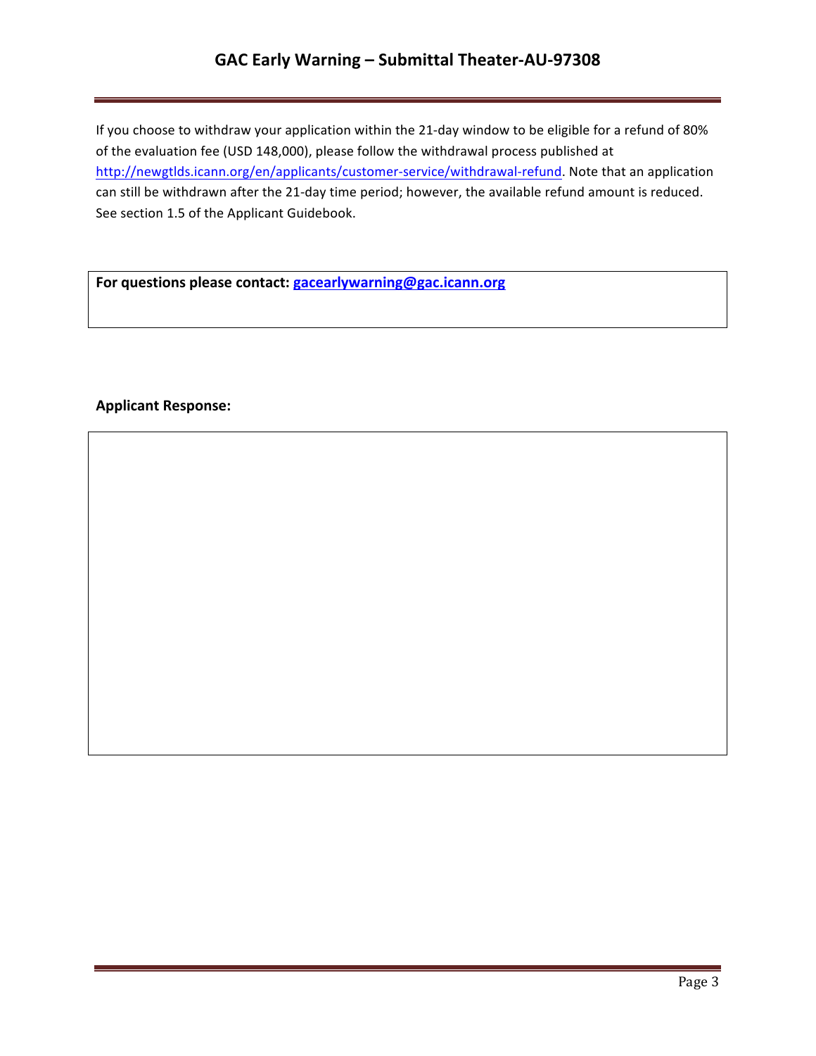If you choose to withdraw your application within the 21-day window to be eligible for a refund of 80% of the evaluation fee (USD 148,000), please follow the withdrawal process published at http://newgtlds.icann.org/en/applicants/customer-service/withdrawal-refund. Note that an application can still be withdrawn after the 21-day time period; however, the available refund amount is reduced. See section 1.5 of the Applicant Guidebook.

**For questions please contact: gacearlywarning@gac.icann.org**

**Applicant Response:**